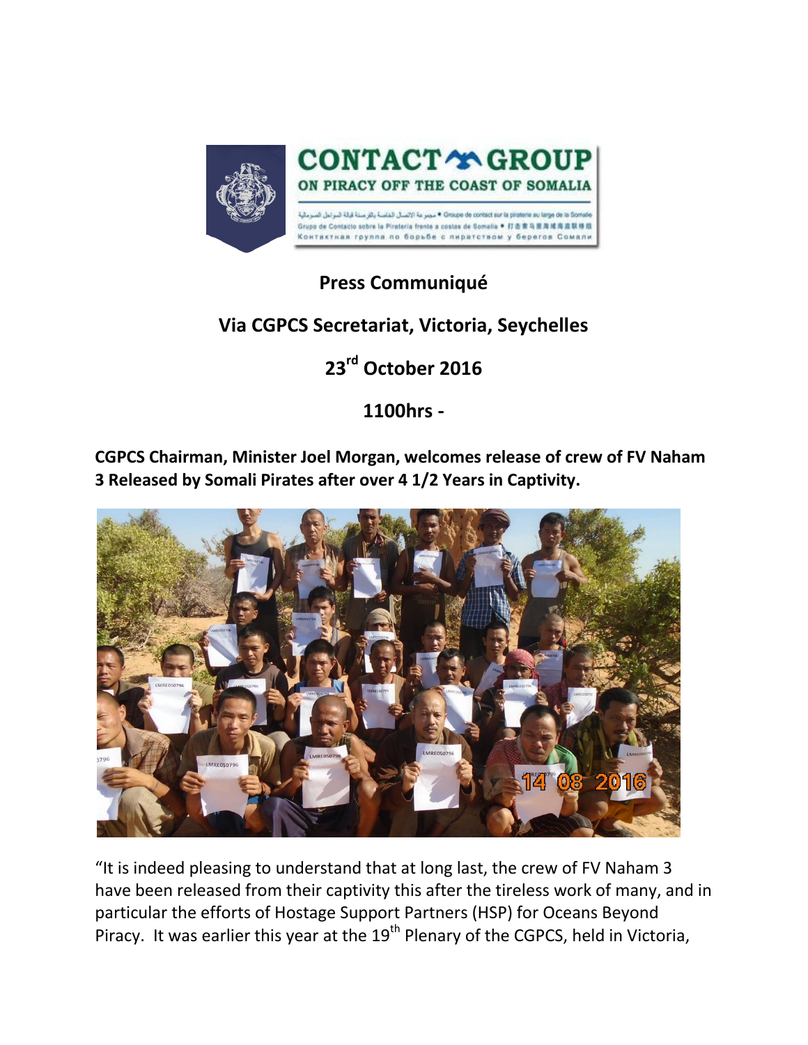# Press Communiqué

## Via CGPCS Secretariat, Victoria, Seychelles

## 23rd October 2016

## 1100hrs -

**CGPCS Chairman, Minister Joel Morgan, welcomes release of crew of FV Naham 3 Released by Somali Pirates after over 4 1/2 Years in Captivity.**

"It is indeed pleasing to understand that at long last, the crew of FV Naham 3 have been released from their captivity this after the tireless work of many, and in particular the efforts of Hostage Support Partners (HSP) for Oceans Beyond Piracy. It was earlier this year at the 19th Plenary of the CGPCS, held in Victoria,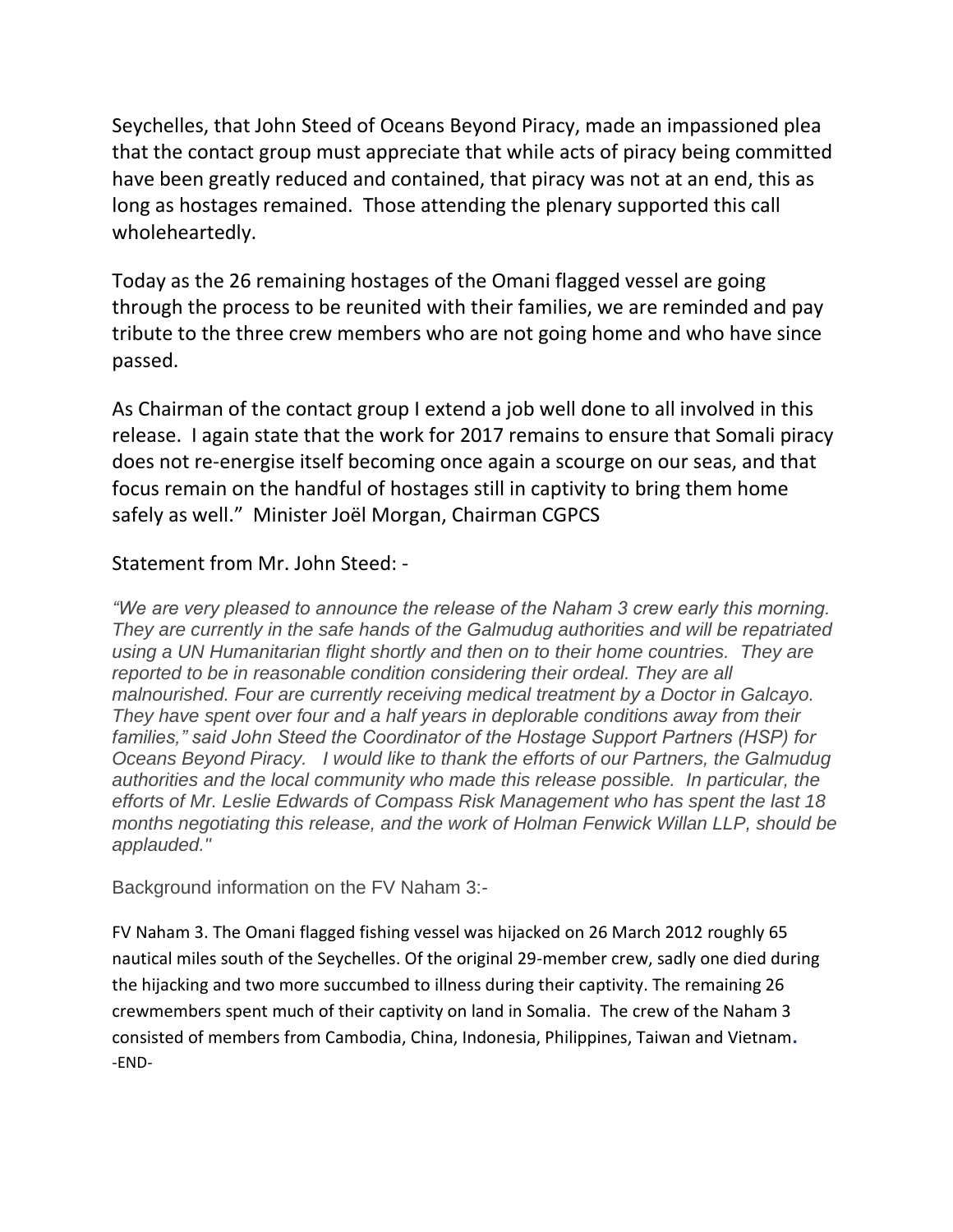Seychelles, that John Steed of Oceans Beyond Piracy, made an impassioned plea that the contact group must appreciate that while acts of piracy being committed have been greatly reduced and contained, that piracy was not at an end, this as long as hostages remained. Those attending the plenary supported this call wholeheartedly.

Today as the 26 remaining hostages of the Omani flagged vessel are going through the process to be reunited with their families, we are reminded and pay tribute to the three crew members who are not going home and who have since passed.

As Chairman of the contact group I extend a job well done to all involved in this release. I again state that the work for 2017 remains to ensure that Somali piracy does not re-energise itself becoming once again a scourge on our seas, and that focus remain on the handful of hostages still in captivity to bring them home safely as well." Minister Joël Morgan, Chairman CGPCS

Statement from Mr. John Steed: -

*"We are very pleased to announce the release of the Naham 3 crew early this morning. They are currently in the safe hands of the Galmudug authorities and will be repatriated using a UN Humanitarian flight shortly and then on to their home countries. They are reported to be in reasonable condition considering their ordeal. They are all malnourished. Four are currently receiving medical treatment by a Doctor in Galcayo. They have spent over four and a half years in deplorable conditions away from their families," said John Steed the Coordinator of the Hostage Support Partners (HSP) for Oceans Beyond Piracy. I would like to thank the efforts of our Partners, the Galmudug authorities and the local community who made this release possible. In particular, the efforts of Mr. Leslie Edwards of Compass Risk Management who has spent the last 18 months negotiating this release, and the work of Holman Fenwick Willan LLP, should be applauded."*

Background information on the FV Naham 3:-

FV Naham 3. The Omani flagged fishing vessel was hijacked on 26 March 2012 roughly 65 nautical miles south of the Seychelles. Of the original 29-member crew, sadly one died during the hijacking and two more succumbed to illness during their captivity. The remaining 26 crewmembers spent much of their captivity on land in Somalia. The crew of the Naham 3 consisted of members from Cambodia, China, Indonesia, Philippines, Taiwan and Vietnam.

-END-